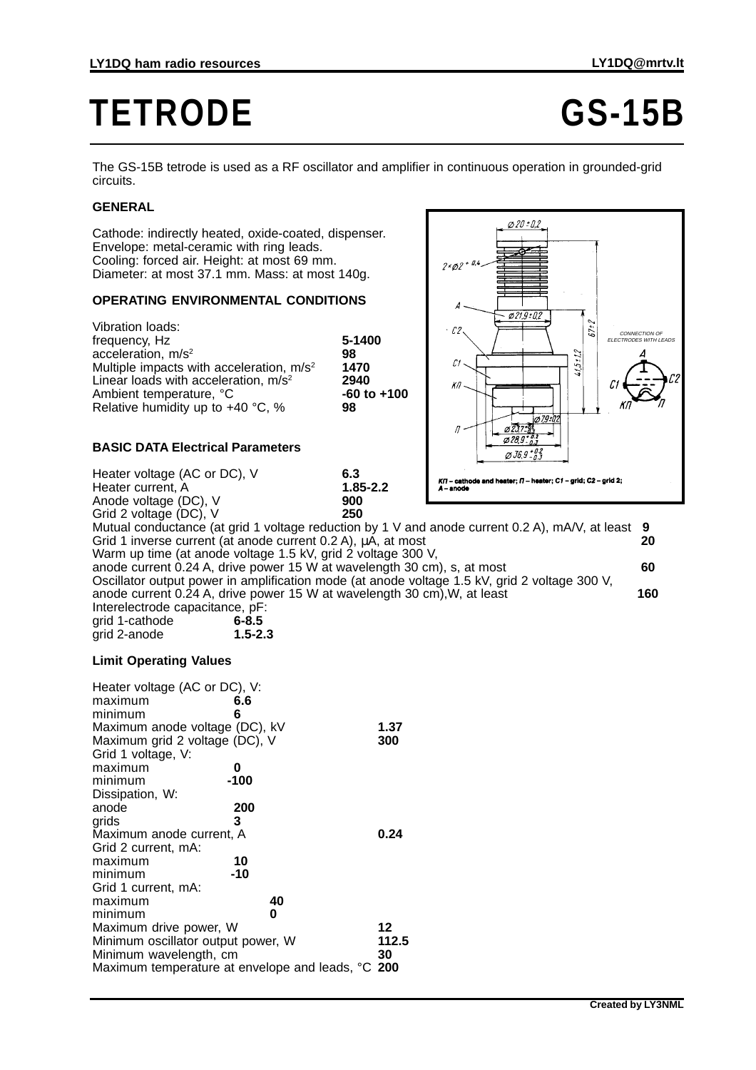# TETRODE GS-15B

The GS-15B tetrode is used as a RF oscillator and amplifier in continuous operation in grounded-grid circuits.

### GENERAL

Cathode: indirectly heated, oxide-coated, dispenser.
Envelope: metal-ceramic with ring leads.
Cooling: forced air. Height: at most 69 mm.
Diameter: at most 37.1 mm. Mass: at most 140g.

### OPERATING ENVIRONMENTAL CONDITIONS

| | |
|---|---|
| Vibration loads: | |
| frequency, Hz | **5-1400** |
| acceleration, $m/s^2$ | **98** |
| Multiple impacts with acceleration, $m/s^2$ | **1470** |
| Linear loads with acceleration, $m/s^2$ | **2940** |
| Ambient temperature, °C | **-60 to +100** |
| Relative humidity up to +40 °C, % | **98** |

КП – cathode and heater; П – heater; C1 – grid; C2 – grid 2; A – anode

CONNECTION OF ELECTRODES WITH LEADS

### BASIC DATA Electrical Parameters

| | |
|---|---|
| Heater voltage (AC or DC), V | **6.3** |
| Heater current, A | **1.85-2.2** |
| Anode voltage (DC), V | **900** |
| Grid 2 voltage (DC), V | **250** |
| Mutual conductance (at grid 1 voltage reduction by 1 V and anode current 0.2 A), mA/V, at least | **9** |
| Grid 1 inverse current (at anode current 0.2 A), μA, at most | **20** |
| Warm up time (at anode voltage 1.5 kV, grid 2 voltage 300 V, anode current 0.24 A, drive power 15 W at wavelength 30 cm), s, at most | **60** |
| Oscillator output power in amplification mode (at anode voltage 1.5 kV, grid 2 voltage 300 V, anode current 0.24 A, drive power 15 W at wavelength 30 cm),W, at least | **160** |
| Interelectrode capacitance, pF: | |
| grid 1-cathode | **6-8.5** |
| grid 2-anode | **1.5-2.3** |

### Limit Operating Values

| | |
|---|---|
| Heater voltage (AC or DC), V: | |
| maximum | **6.6** |
| minimum | **6** |
| Maximum anode voltage (DC), kV | **1.37** |
| Maximum grid 2 voltage (DC), V | **300** |
| Grid 1 voltage, V: | |
| maximum | **0** |
| minimum | **-100** |
| Dissipation, W: | |
| anode | **200** |
| grids | **3** |
| Maximum anode current, A | **0.24** |
| Grid 2 current, mA: | |
| maximum | **10** |
| minimum | **-10** |
| Grid 1 current, mA: | |
| maximum | **40** |
| minimum | **0** |
| Maximum drive power, W | **12** |
| Minimum oscillator output power, W | **112.5** |
| Minimum wavelength, cm | **30** |
| Maximum temperature at envelope and leads, °C | **200** |

**Created by LY3NML**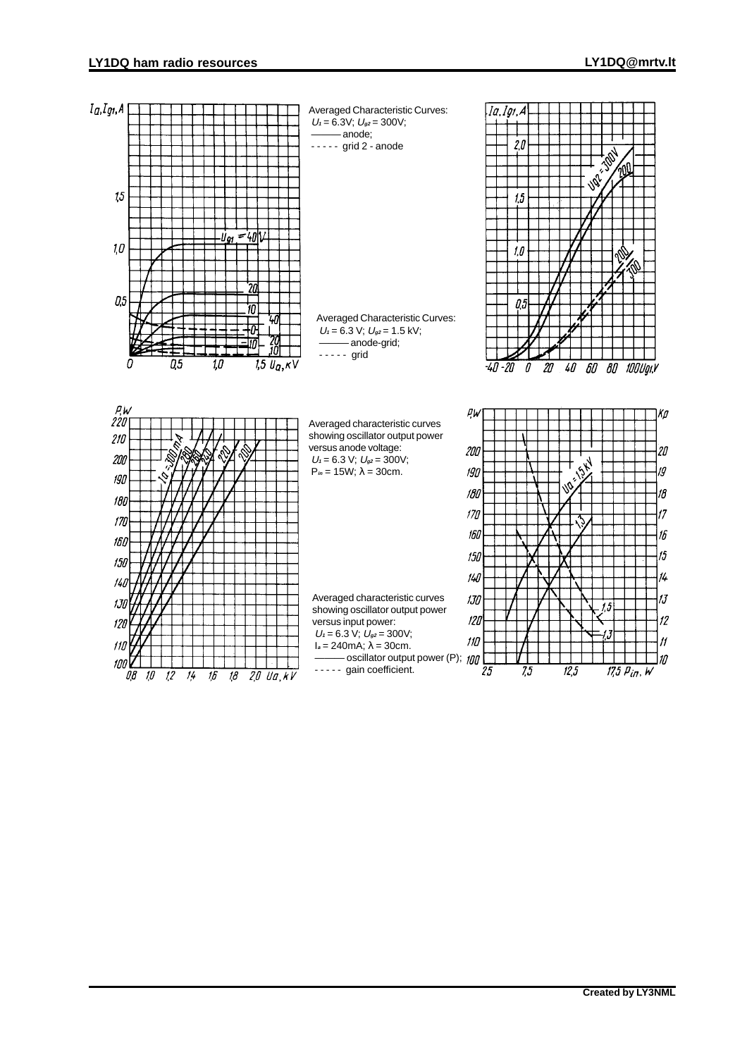$I_a, I_{g1}, A$

1,5

1,0

0,5

0

0,5

1,0

1,5 $U_a$, кV

$U_{g1}$ = 40 V

20

10

40

0

20

10

20

10

Averaged Characteristic Curves:
$U_1$ = 6.3V; $U_{g2}$ = 300V;
——— anode;
- - - - - grid 2 - anode

Averaged Characteristic Curves:
$U_1$ = 6.3 V; $U_{g2}$ = 1.5 kV;
——— anode-grid;
- - - - - grid

$I_a, I_{g1}, A$

2,0

1,5

1,0

0,5

-40 -20 0 20 40 60 80 100 $U_{g1}$,V

$U_{g2}$ = 300V

200

200

300

P,W

220

210

200

190

180

170

160

150

140

130

120

110

100

0,8 1,0 1,2 1,4 1,6 1,8 2,0 $U_a$, kV

$I_a$ = 300 mA

280

260

240

220

200

Averaged characteristic curves showing oscillator output power versus anode voltage:
$U_1$ = 6.3 V; $U_{g2}$ = 300V;
$P_{in}$ = 15W; λ = 30cm.

P,W

200

190

180

170

160

150

140

130

120

110

100

2,5 7,5 12,5 17,5 $P_{in}$, W

$K_p$

20

19

18

17

16

15

14

13

12

11

10

$U_a$ = 1,5 kV

1,3

1,5

1,3

Averaged characteristic curves showing oscillator output power versus input power:
$U_1$ = 6.3 V; $U_{g2}$ = 300V;
$I_a$ = 240mA; λ = 30cm.
——— oscillator output power (P);
- - - - - gain coefficient.